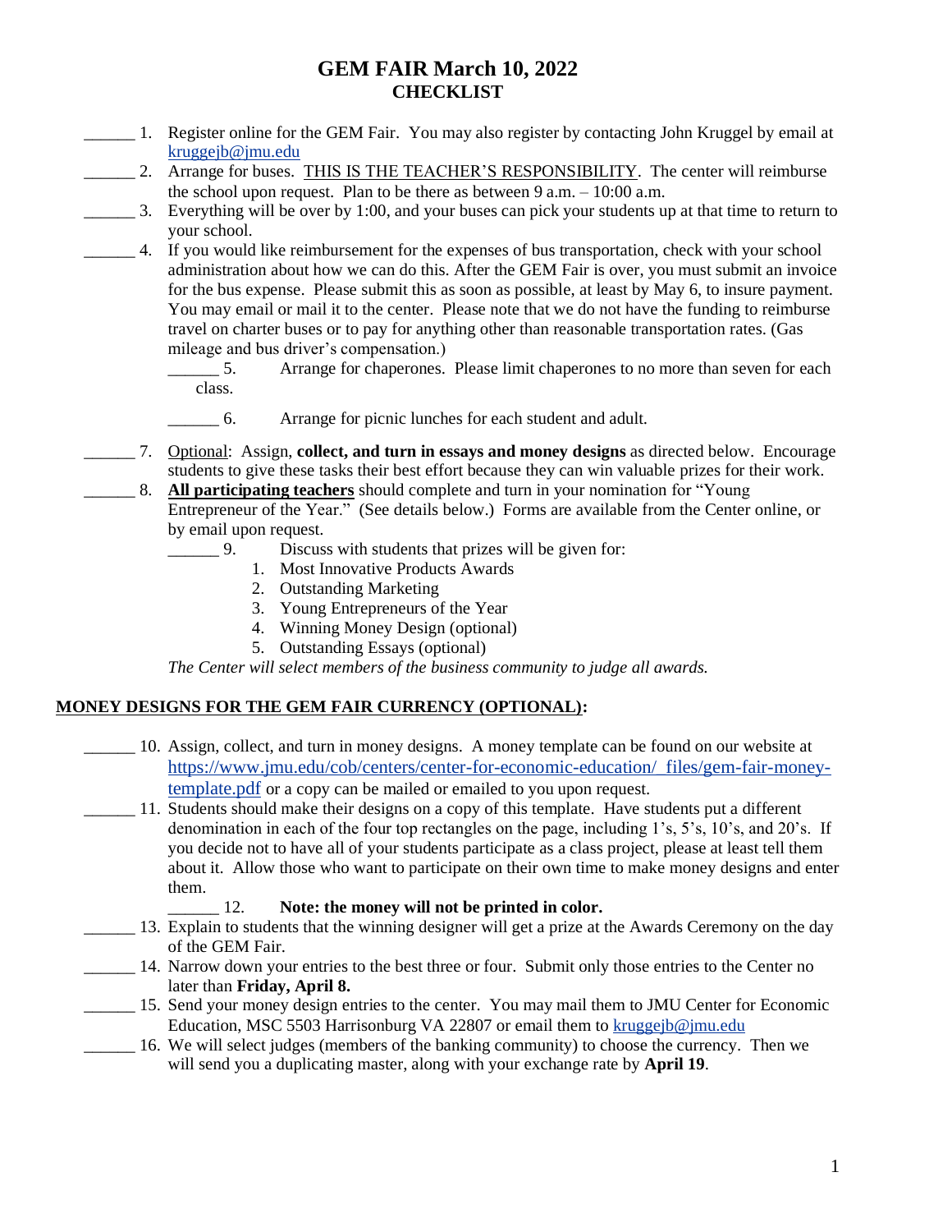# GEM FAIR March 10, 2022
## CHECKLIST

______ 1. Register online for the GEM Fair. You may also register by contacting John Kruggel by email at kruggejb@jmu.edu

______ 2. Arrange for buses. THIS IS THE TEACHER'S RESPONSIBILITY. The center will reimburse the school upon request. Plan to be there as between 9 a.m. – 10:00 a.m.

______ 3. Everything will be over by 1:00, and your buses can pick your students up at that time to return to your school.

______ 4. If you would like reimbursement for the expenses of bus transportation, check with your school administration about how we can do this. After the GEM Fair is over, you must submit an invoice for the bus expense. Please submit this as soon as possible, at least by May 6, to insure payment. You may email or mail it to the center. Please note that we do not have the funding to reimburse travel on charter buses or to pay for anything other than reasonable transportation rates. (Gas mileage and bus driver's compensation.)

______ 5. Arrange for chaperones. Please limit chaperones to no more than seven for each class.

______ 6. Arrange for picnic lunches for each student and adult.

______ 7. Optional: Assign, **collect, and turn in essays and money designs** as directed below. Encourage students to give these tasks their best effort because they can win valuable prizes for their work.

______ 8. **All participating teachers** should complete and turn in your nomination for "Young Entrepreneur of the Year." (See details below.) Forms are available from the Center online, or by email upon request.

______ 9. Discuss with students that prizes will be given for:

1. Most Innovative Products Awards
2. Outstanding Marketing
3. Young Entrepreneurs of the Year
4. Winning Money Design (optional)
5. Outstanding Essays (optional)

*The Center will select members of the business community to judge all awards.*

**MONEY DESIGNS FOR THE GEM FAIR CURRENCY (OPTIONAL):**

______ 10. Assign, collect, and turn in money designs. A money template can be found on our website at https://www.jmu.edu/cob/centers/center-for-economic-education/_files/gem-fair-money-template.pdf or a copy can be mailed or emailed to you upon request.

______ 11. Students should make their designs on a copy of this template. Have students put a different denomination in each of the four top rectangles on the page, including 1's, 5's, 10's, and 20's. If you decide not to have all of your students participate as a class project, please at least tell them about it. Allow those who want to participate on their own time to make money designs and enter them.

______ 12. **Note: the money will not be printed in color.**

______ 13. Explain to students that the winning designer will get a prize at the Awards Ceremony on the day of the GEM Fair.

______ 14. Narrow down your entries to the best three or four. Submit only those entries to the Center no later than **Friday, April 8.**

______ 15. Send your money design entries to the center. You may mail them to JMU Center for Economic Education, MSC 5503 Harrisonburg VA 22807 or email them to kruggejb@jmu.edu

______ 16. We will select judges (members of the banking community) to choose the currency. Then we will send you a duplicating master, along with your exchange rate by **April 19**.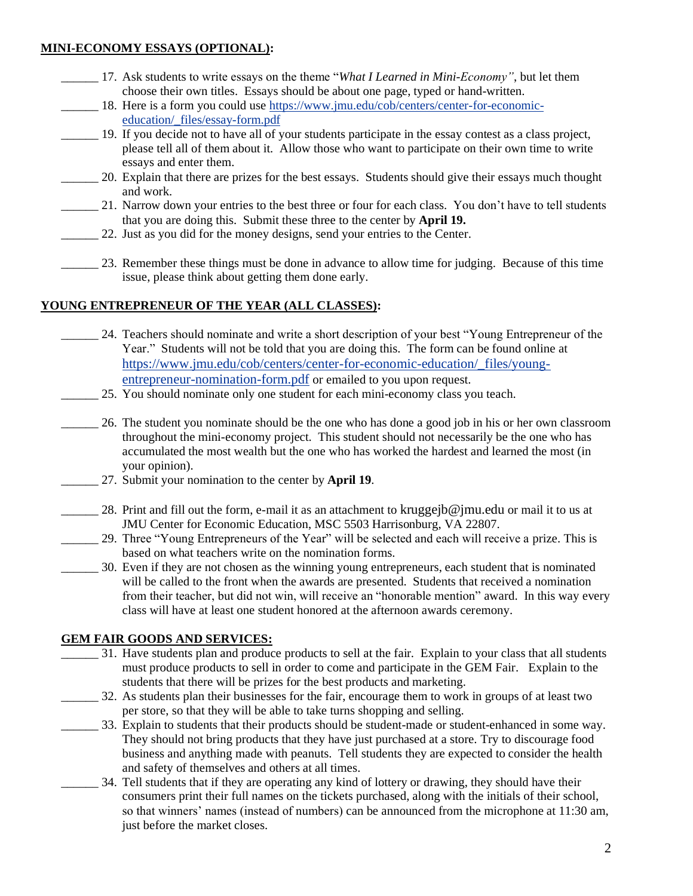**MINI-ECONOMY ESSAYS (OPTIONAL):**

______ 17. Ask students to write essays on the theme "*What I Learned in Mini-Economy"*, but let them choose their own titles. Essays should be about one page, typed or hand-written.

______ 18. Here is a form you could use [https://www.jmu.edu/cob/centers/center-for-economic-education/_files/essay-form.pdf](https://www.jmu.edu/cob/centers/center-for-economic-education/_files/essay-form.pdf)

______ 19. If you decide not to have all of your students participate in the essay contest as a class project, please tell all of them about it. Allow those who want to participate on their own time to write essays and enter them.

______ 20. Explain that there are prizes for the best essays. Students should give their essays much thought and work.

______ 21. Narrow down your entries to the best three or four for each class. You don't have to tell students that you are doing this. Submit these three to the center by **April 19.**

______ 22. Just as you did for the money designs, send your entries to the Center.

______ 23. Remember these things must be done in advance to allow time for judging. Because of this time issue, please think about getting them done early.

**YOUNG ENTREPRENEUR OF THE YEAR (ALL CLASSES):**

______ 24. Teachers should nominate and write a short description of your best "Young Entrepreneur of the Year." Students will not be told that you are doing this. The form can be found online at [https://www.jmu.edu/cob/centers/center-for-economic-education/_files/young-entrepreneur-nomination-form.pdf](https://www.jmu.edu/cob/centers/center-for-economic-education/_files/young-entrepreneur-nomination-form.pdf) or emailed to you upon request.

______ 25. You should nominate only one student for each mini-economy class you teach.

______ 26. The student you nominate should be the one who has done a good job in his or her own classroom throughout the mini-economy project. This student should not necessarily be the one who has accumulated the most wealth but the one who has worked the hardest and learned the most (in your opinion).

______ 27. Submit your nomination to the center by **April 19**.

______ 28. Print and fill out the form, e-mail it as an attachment to kruggejb@jmu.edu or mail it to us at JMU Center for Economic Education, MSC 5503 Harrisonburg, VA 22807.

______ 29. Three "Young Entrepreneurs of the Year" will be selected and each will receive a prize. This is based on what teachers write on the nomination forms.

______ 30. Even if they are not chosen as the winning young entrepreneurs, each student that is nominated will be called to the front when the awards are presented. Students that received a nomination from their teacher, but did not win, will receive an "honorable mention" award. In this way every class will have at least one student honored at the afternoon awards ceremony.

**GEM FAIR GOODS AND SERVICES:**

______ 31. Have students plan and produce products to sell at the fair. Explain to your class that all students must produce products to sell in order to come and participate in the GEM Fair. Explain to the students that there will be prizes for the best products and marketing.

______ 32. As students plan their businesses for the fair, encourage them to work in groups of at least two per store, so that they will be able to take turns shopping and selling.

______ 33. Explain to students that their products should be student-made or student-enhanced in some way. They should not bring products that they have just purchased at a store. Try to discourage food business and anything made with peanuts. Tell students they are expected to consider the health and safety of themselves and others at all times.

______ 34. Tell students that if they are operating any kind of lottery or drawing, they should have their consumers print their full names on the tickets purchased, along with the initials of their school, so that winners' names (instead of numbers) can be announced from the microphone at 11:30 am, just before the market closes.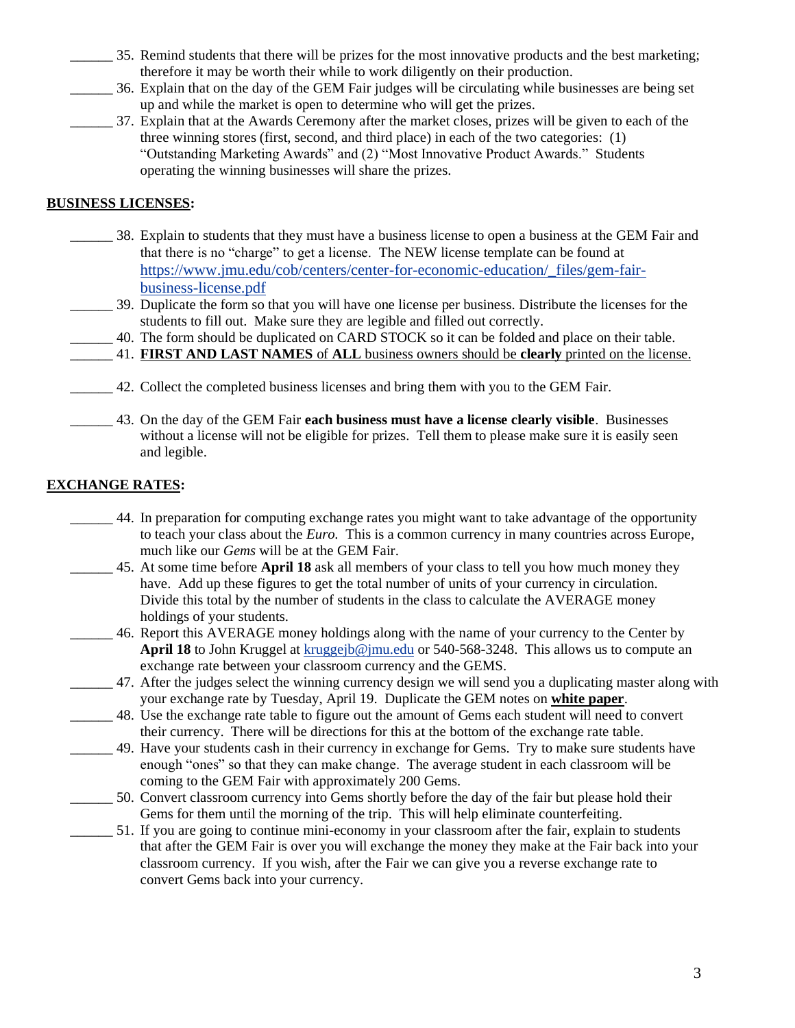______ 35. Remind students that there will be prizes for the most innovative products and the best marketing; therefore it may be worth their while to work diligently on their production.

______ 36. Explain that on the day of the GEM Fair judges will be circulating while businesses are being set up and while the market is open to determine who will get the prizes.

______ 37. Explain that at the Awards Ceremony after the market closes, prizes will be given to each of the three winning stores (first, second, and third place) in each of the two categories: (1) "Outstanding Marketing Awards" and (2) "Most Innovative Product Awards." Students operating the winning businesses will share the prizes.

**<u>BUSINESS LICENSES</u>:**

______ 38. Explain to students that they must have a business license to open a business at the GEM Fair and that there is no "charge" to get a license. The NEW license template can be found at https://www.jmu.edu/cob/centers/center-for-economic-education/_files/gem-fair-business-license.pdf

______ 39. Duplicate the form so that you will have one license per business. Distribute the licenses for the students to fill out. Make sure they are legible and filled out correctly.

______ 40. The form should be duplicated on CARD STOCK so it can be folded and place on their table.

______ 41. <u>**FIRST AND LAST NAMES** of **ALL** business owners should be **clearly** printed on the license.</u>

______ 42. Collect the completed business licenses and bring them with you to the GEM Fair.

______ 43. On the day of the GEM Fair **each business must have a license clearly visible**. Businesses without a license will not be eligible for prizes. Tell them to please make sure it is easily seen and legible.

**<u>EXCHANGE RATES</u>:**

______ 44. In preparation for computing exchange rates you might want to take advantage of the opportunity to teach your class about the *Euro.* This is a common currency in many countries across Europe, much like our *Gems* will be at the GEM Fair.

______ 45. At some time before **April 18** ask all members of your class to tell you how much money they have. Add up these figures to get the total number of units of your currency in circulation. Divide this total by the number of students in the class to calculate the AVERAGE money holdings of your students.

______ 46. Report this AVERAGE money holdings along with the name of your currency to the Center by **April 18** to John Kruggel at kruggejb@jmu.edu or 540-568-3248. This allows us to compute an exchange rate between your classroom currency and the GEMS.

______ 47. After the judges select the winning currency design we will send you a duplicating master along with your exchange rate by Tuesday, April 19. Duplicate the GEM notes on <u>**white paper**</u>.

______ 48. Use the exchange rate table to figure out the amount of Gems each student will need to convert their currency. There will be directions for this at the bottom of the exchange rate table.

______ 49. Have your students cash in their currency in exchange for Gems. Try to make sure students have enough "ones" so that they can make change. The average student in each classroom will be coming to the GEM Fair with approximately 200 Gems.

______ 50. Convert classroom currency into Gems shortly before the day of the fair but please hold their Gems for them until the morning of the trip. This will help eliminate counterfeiting.

______ 51. If you are going to continue mini-economy in your classroom after the fair, explain to students that after the GEM Fair is over you will exchange the money they make at the Fair back into your classroom currency. If you wish, after the Fair we can give you a reverse exchange rate to convert Gems back into your currency.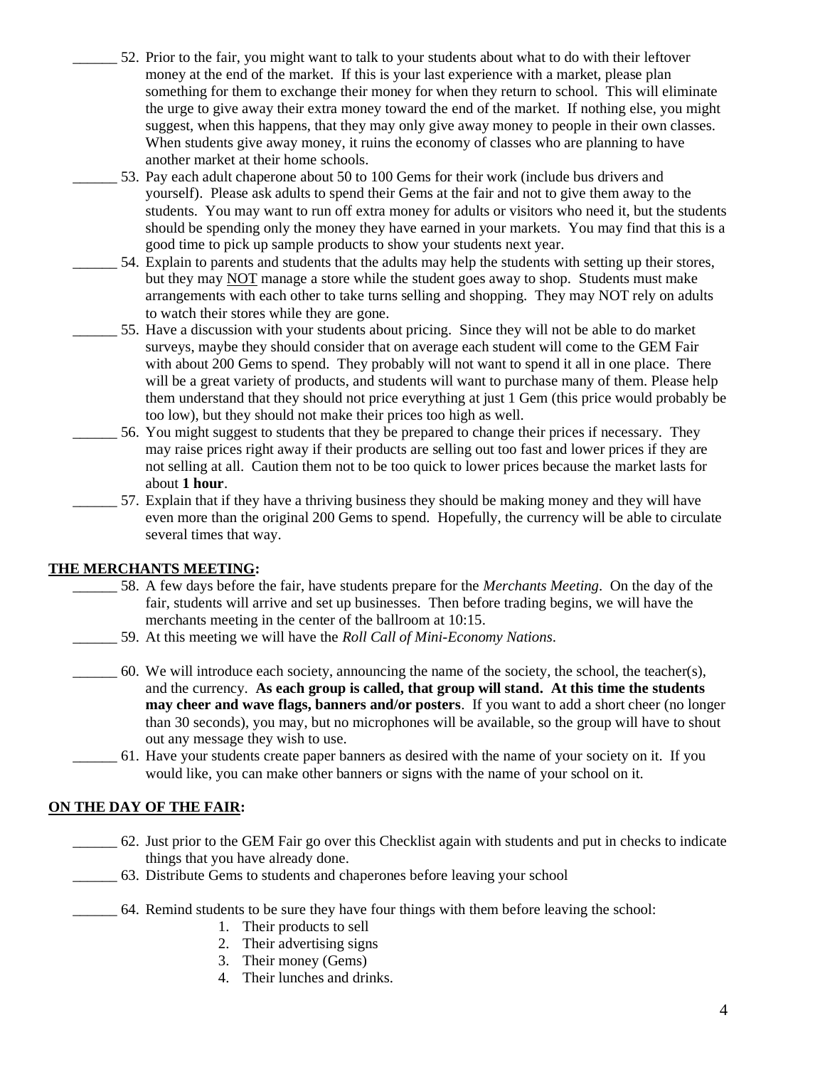______ 52. Prior to the fair, you might want to talk to your students about what to do with their leftover money at the end of the market. If this is your last experience with a market, please plan something for them to exchange their money for when they return to school. This will eliminate the urge to give away their extra money toward the end of the market. If nothing else, you might suggest, when this happens, that they may only give away money to people in their own classes. When students give away money, it ruins the economy of classes who are planning to have another market at their home schools.

______ 53. Pay each adult chaperone about 50 to 100 Gems for their work (include bus drivers and yourself). Please ask adults to spend their Gems at the fair and not to give them away to the students. You may want to run off extra money for adults or visitors who need it, but the students should be spending only the money they have earned in your markets. You may find that this is a good time to pick up sample products to show your students next year.

______ 54. Explain to parents and students that the adults may help the students with setting up their stores, but they may <u>NOT</u> manage a store while the student goes away to shop. Students must make arrangements with each other to take turns selling and shopping. They may NOT rely on adults to watch their stores while they are gone.

______ 55. Have a discussion with your students about pricing. Since they will not be able to do market surveys, maybe they should consider that on average each student will come to the GEM Fair with about 200 Gems to spend. They probably will not want to spend it all in one place. There will be a great variety of products, and students will want to purchase many of them. Please help them understand that they should not price everything at just 1 Gem (this price would probably be too low), but they should not make their prices too high as well.

______ 56. You might suggest to students that they be prepared to change their prices if necessary. They may raise prices right away if their products are selling out too fast and lower prices if they are not selling at all. Caution them not to be too quick to lower prices because the market lasts for about **1 hour**.

______ 57. Explain that if they have a thriving business they should be making money and they will have even more than the original 200 Gems to spend. Hopefully, the currency will be able to circulate several times that way.

**<u>THE MERCHANTS MEETING</u>:**

______ 58. A few days before the fair, have students prepare for the *Merchants Meeting*. On the day of the fair, students will arrive and set up businesses. Then before trading begins, we will have the merchants meeting in the center of the ballroom at 10:15.

______ 59. At this meeting we will have the *Roll Call of Mini-Economy Nations*.

______ 60. We will introduce each society, announcing the name of the society, the school, the teacher(s), and the currency. **As each group is called, that group will stand. At this time the students may cheer and wave flags, banners and/or posters**. If you want to add a short cheer (no longer than 30 seconds), you may, but no microphones will be available, so the group will have to shout out any message they wish to use.

______ 61. Have your students create paper banners as desired with the name of your society on it. If you would like, you can make other banners or signs with the name of your school on it.

**<u>ON THE DAY OF THE FAIR</u>:**

______ 62. Just prior to the GEM Fair go over this Checklist again with students and put in checks to indicate things that you have already done.

______ 63. Distribute Gems to students and chaperones before leaving your school

______ 64. Remind students to be sure they have four things with them before leaving the school:

1. Their products to sell
2. Their advertising signs
3. Their money (Gems)
4. Their lunches and drinks.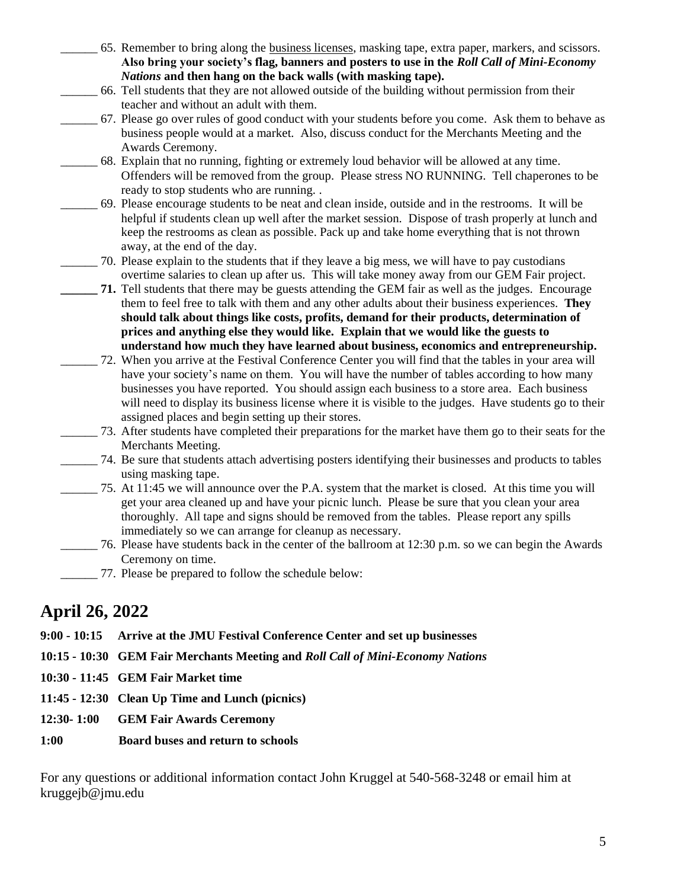______ 65. Remember to bring along the business licenses, masking tape, extra paper, markers, and scissors. **Also bring your society's flag, banners and posters to use in the *Roll Call of Mini-Economy Nations* and then hang on the back walls (with masking tape).**

______ 66. Tell students that they are not allowed outside of the building without permission from their teacher and without an adult with them.

______ 67. Please go over rules of good conduct with your students before you come. Ask them to behave as business people would at a market. Also, discuss conduct for the Merchants Meeting and the Awards Ceremony.

______ 68. Explain that no running, fighting or extremely loud behavior will be allowed at any time. Offenders will be removed from the group. Please stress NO RUNNING. Tell chaperones to be ready to stop students who are running. .

______ 69. Please encourage students to be neat and clean inside, outside and in the restrooms. It will be helpful if students clean up well after the market session. Dispose of trash properly at lunch and keep the restrooms as clean as possible. Pack up and take home everything that is not thrown away, at the end of the day.

______ 70. Please explain to the students that if they leave a big mess, we will have to pay custodians overtime salaries to clean up after us. This will take money away from our GEM Fair project.

**______ 71.** Tell students that there may be guests attending the GEM fair as well as the judges. Encourage them to feel free to talk with them and any other adults about their business experiences. **They should talk about things like costs, profits, demand for their products, determination of prices and anything else they would like. Explain that we would like the guests to understand how much they have learned about business, economics and entrepreneurship.**

______ 72. When you arrive at the Festival Conference Center you will find that the tables in your area will have your society's name on them. You will have the number of tables according to how many businesses you have reported. You should assign each business to a store area. Each business will need to display its business license where it is visible to the judges. Have students go to their assigned places and begin setting up their stores.

______ 73. After students have completed their preparations for the market have them go to their seats for the Merchants Meeting.

______ 74. Be sure that students attach advertising posters identifying their businesses and products to tables using masking tape.

______ 75. At 11:45 we will announce over the P.A. system that the market is closed. At this time you will get your area cleaned up and have your picnic lunch. Please be sure that you clean your area thoroughly. All tape and signs should be removed from the tables. Please report any spills immediately so we can arrange for cleanup as necessary.

______ 76. Please have students back in the center of the ballroom at 12:30 p.m. so we can begin the Awards Ceremony on time.

______ 77. Please be prepared to follow the schedule below:

## April 26, 2022

**9:00 - 10:15 Arrive at the JMU Festival Conference Center and set up businesses**

**10:15 - 10:30 GEM Fair Merchants Meeting and *Roll Call of Mini-Economy Nations***

**10:30 - 11:45 GEM Fair Market time**

**11:45 - 12:30 Clean Up Time and Lunch (picnics)**

**12:30- 1:00 GEM Fair Awards Ceremony**

**1:00 Board buses and return to schools**

For any questions or additional information contact John Kruggel at 540-568-3248 or email him at kruggejb@jmu.edu